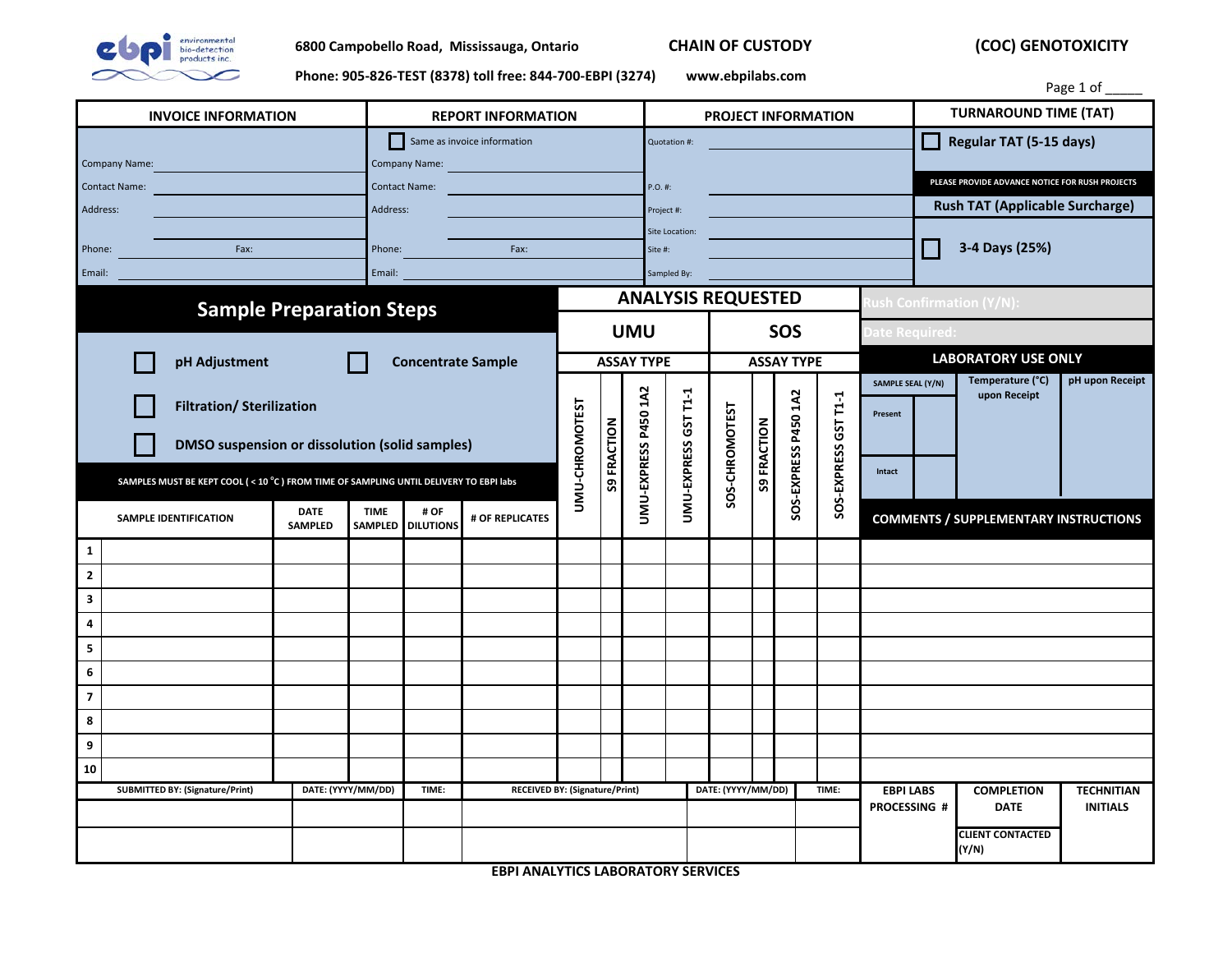6800 Campobello Road, Mississauga, Ontario

Phone: 905-826-TEST (8378) toll free: 844-700-EBPI (3274)

**CHAIN OF CUSTODY**

www.ebpilabs.com

**(COC) GENOTOXICITY**

Page 1 of _____

| INVOICE INFORMATION | REPORT INFORMATION | PROJECT INFORMATION | TURNAROUND TIME (TAT) |
|---|---|---|---|
| | ☐ Same as invoice information | Quotation #: | ☐ Regular TAT (5-15 days) |
| Company Name: | Company Name: | | PLEASE PROVIDE ADVANCE NOTICE FOR RUSH PROJECTS |
| Contact Name: | Contact Name: | P.O. #: | Rush TAT (Applicable Surcharge) |
| Address: | Address: | Project #: | |
| | | Site Location: | ☐ 3-4 Days (25%) |
| Phone: Fax: | Phone: Fax: | Site #: | |
| Email: | Email: | Sampled By: | |

## Sample Preparation Steps

☐ pH Adjustment ☐ Concentrate Sample

☐ Filtration/ Sterilization

☐ DMSO suspension or dissolution (solid samples)

SAMPLES MUST BE KEPT COOL ( < 10 °C ) FROM TIME OF SAMPLING UNTIL DELIVERY TO EBPI labs

Rush Confirmation (Y/N):

Date Required:

**LABORATORY USE ONLY**

| SAMPLE SEAL (Y/N) | | Temperature (°C) upon Receipt | pH upon Receipt |
|---|---|---|---|
| Present | | | |
| Intact | | | |

## ANALYSIS REQUESTED

| | SAMPLE IDENTIFICATION | DATE SAMPLED | TIME SAMPLED | # OF DILUTIONS | # OF REPLICATES | UMU ASSAY TYPE: UMU-CHROMOTEST | S9 FRACTION | UMU-EXPRESS P450 1A2 | UMU-EXPRESS GST T1-1 | SOS ASSAY TYPE: SOS-CHROMOTEST | S9 FRACTION | SOS-EXPRESS P450 1A2 | SOS-EXPRESS GST T1-1 | COMMENTS / SUPPLEMENTARY INSTRUCTIONS |
|---|---|---|---|---|---|---|---|---|---|---|---|---|---|---|
| 1 | | | | | | | | | | | | | | |
| 2 | | | | | | | | | | | | | | |
| 3 | | | | | | | | | | | | | | |
| 4 | | | | | | | | | | | | | | |
| 5 | | | | | | | | | | | | | | |
| 6 | | | | | | | | | | | | | | |
| 7 | | | | | | | | | | | | | | |
| 8 | | | | | | | | | | | | | | |
| 9 | | | | | | | | | | | | | | |
| 10 | | | | | | | | | | | | | | |

| SUBMITTED BY: (Signature/Print) | DATE: (YYYY/MM/DD) | TIME: | RECEIVED BY: (Signature/Print) | DATE: (YYYY/MM/DD) | TIME: | EBPI LABS PROCESSING # | COMPLETION DATE | TECHNITIAN INITIALS |
|---|---|---|---|---|---|---|---|---|
| | | | | | | | | |
| | | | | | | | CLIENT CONTACTED (Y/N) | |

EBPI ANALYTICS LABORATORY SERVICES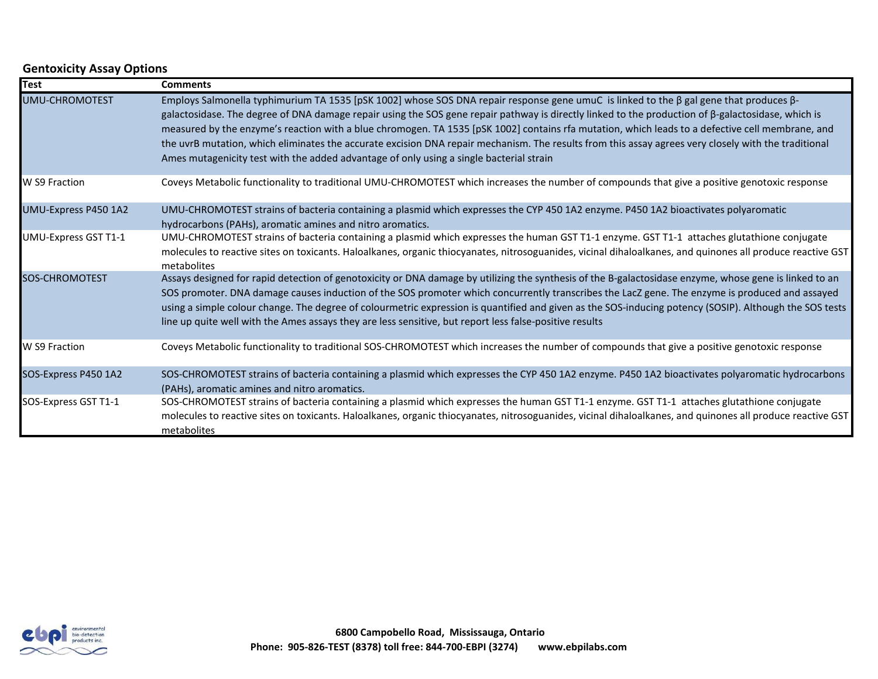**Gentoxicity Assay Options**

| Test | Comments |
|---|---|
| UMU-CHROMOTEST | Employs Salmonella typhimurium TA 1535 [pSK 1002] whose SOS DNA repair response gene umuC is linked to the β gal gene that produces β-galactosidase. The degree of DNA damage repair using the SOS gene repair pathway is directly linked to the production of β-galactosidase, which is measured by the enzyme's reaction with a blue chromogen. TA 1535 [pSK 1002] contains rfa mutation, which leads to a defective cell membrane, and the uvrB mutation, which eliminates the accurate excision DNA repair mechanism. The results from this assay agrees very closely with the traditional Ames mutagenicity test with the added advantage of only using a single bacterial strain |
| W S9 Fraction | Coveys Metabolic functionality to traditional UMU-CHROMOTEST which increases the number of compounds that give a positive genotoxic response |
| UMU-Express P450 1A2 | UMU-CHROMOTEST strains of bacteria containing a plasmid which expresses the CYP 450 1A2 enzyme. P450 1A2 bioactivates polyaromatic hydrocarbons (PAHs), aromatic amines and nitro aromatics. |
| UMU-Express GST T1-1 | UMU-CHROMOTEST strains of bacteria containing a plasmid which expresses the human GST T1-1 enzyme. GST T1-1 attaches glutathione conjugate molecules to reactive sites on toxicants. Haloalkanes, organic thiocyanates, nitrosoguanides, vicinal dihaloalkanes, and quinones all produce reactive GST metabolites |
| SOS-CHROMOTEST | Assays designed for rapid detection of genotoxicity or DNA damage by utilizing the synthesis of the B-galactosidase enzyme, whose gene is linked to an SOS promoter. DNA damage causes induction of the SOS promoter which concurrently transcribes the LacZ gene. The enzyme is produced and assayed using a simple colour change. The degree of colourmetric expression is quantified and given as the SOS-inducing potency (SOSIP). Although the SOS tests line up quite well with the Ames assays they are less sensitive, but report less false-positive results |
| W S9 Fraction | Coveys Metabolic functionality to traditional SOS-CHROMOTEST which increases the number of compounds that give a positive genotoxic response |
| SOS-Express P450 1A2 | SOS-CHROMOTEST strains of bacteria containing a plasmid which expresses the CYP 450 1A2 enzyme. P450 1A2 bioactivates polyaromatic hydrocarbons (PAHs), aromatic amines and nitro aromatics. |
| SOS-Express GST T1-1 | SOS-CHROMOTEST strains of bacteria containing a plasmid which expresses the human GST T1-1 enzyme. GST T1-1 attaches glutathione conjugate molecules to reactive sites on toxicants. Haloalkanes, organic thiocyanates, nitrosoguanides, vicinal dihaloalkanes, and quinones all produce reactive GST metabolites |